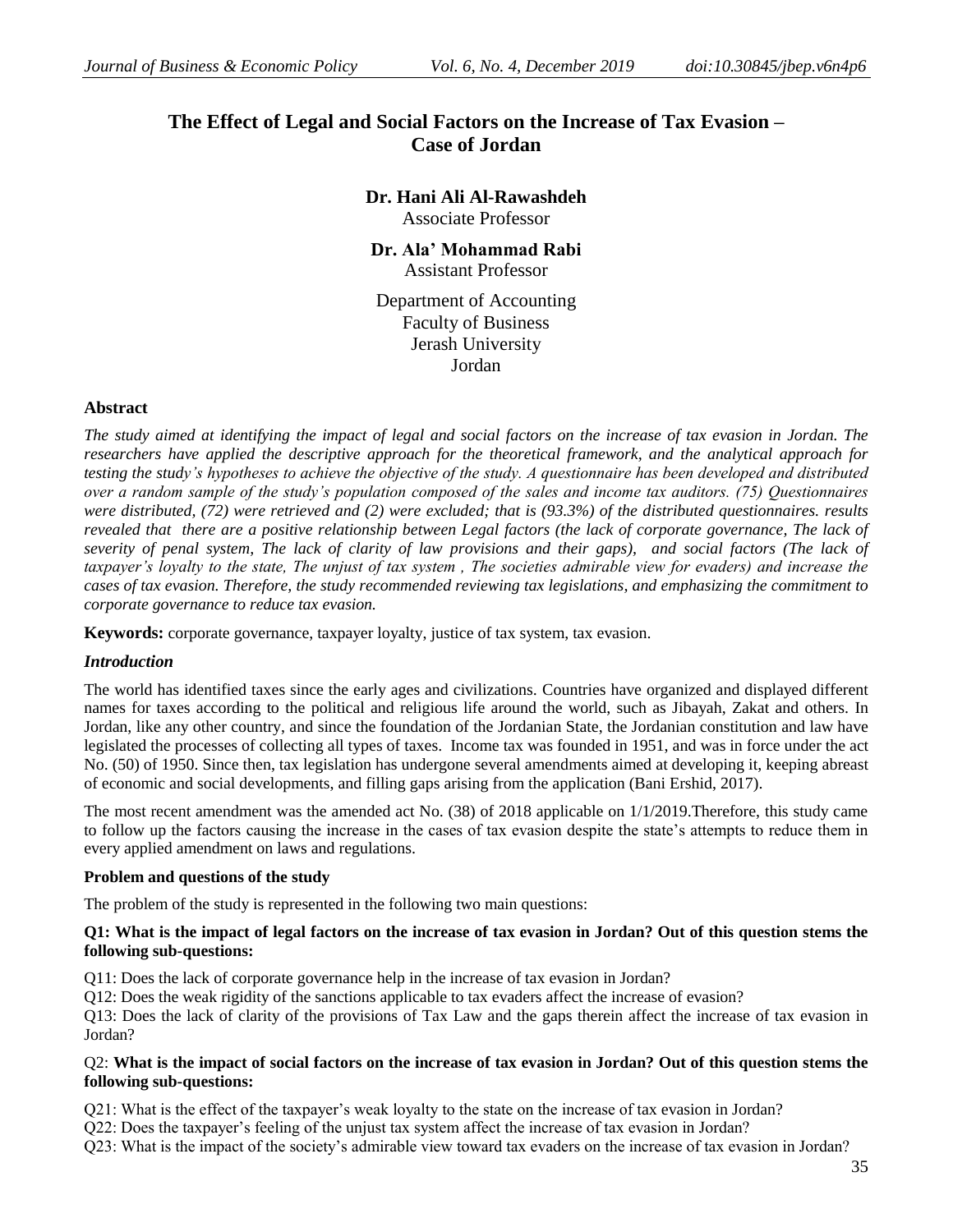# The Effect of Legal and Social Factors on the Increase of Tax Evasion – Case of Jordan

**Dr. Hani Ali Al-Rawashdeh**
Associate Professor

**Dr. Ala' Mohammad Rabi**
Assistant Professor

Department of Accounting
Faculty of Business
Jerash University
Jordan

## Abstract

*The study aimed at identifying the impact of legal and social factors on the increase of tax evasion in Jordan. The researchers have applied the descriptive approach for the theoretical framework, and the analytical approach for testing the study's hypotheses to achieve the objective of the study. A questionnaire has been developed and distributed over a random sample of the study's population composed of the sales and income tax auditors. (75) Questionnaires were distributed, (72) were retrieved and (2) were excluded; that is (93.3%) of the distributed questionnaires. results revealed that there are a positive relationship between Legal factors (the lack of corporate governance, The lack of severity of penal system, The lack of clarity of law provisions and their gaps), and social factors (The lack of taxpayer's loyalty to the state, The unjust of tax system , The societies admirable view for evaders) and increase the cases of tax evasion. Therefore, the study recommended reviewing tax legislations, and emphasizing the commitment to corporate governance to reduce tax evasion.*

**Keywords:** corporate governance, taxpayer loyalty, justice of tax system, tax evasion.

## *Introduction*

The world has identified taxes since the early ages and civilizations. Countries have organized and displayed different names for taxes according to the political and religious life around the world, such as Jibayah, Zakat and others. In Jordan, like any other country, and since the foundation of the Jordanian State, the Jordanian constitution and law have legislated the processes of collecting all types of taxes. Income tax was founded in 1951, and was in force under the act No. (50) of 1950. Since then, tax legislation has undergone several amendments aimed at developing it, keeping abreast of economic and social developments, and filling gaps arising from the application (Bani Ershid, 2017).

The most recent amendment was the amended act No. (38) of 2018 applicable on 1/1/2019.Therefore, this study came to follow up the factors causing the increase in the cases of tax evasion despite the state's attempts to reduce them in every applied amendment on laws and regulations.

### Problem and questions of the study

The problem of the study is represented in the following two main questions:

**Q1: What is the impact of legal factors on the increase of tax evasion in Jordan? Out of this question stems the following sub-questions:**

Q11: Does the lack of corporate governance help in the increase of tax evasion in Jordan?
Q12: Does the weak rigidity of the sanctions applicable to tax evaders affect the increase of evasion?
Q13: Does the lack of clarity of the provisions of Tax Law and the gaps therein affect the increase of tax evasion in Jordan?

Q2: **What is the impact of social factors on the increase of tax evasion in Jordan? Out of this question stems the following sub-questions:**

Q21: What is the effect of the taxpayer's weak loyalty to the state on the increase of tax evasion in Jordan?
Q22: Does the taxpayer's feeling of the unjust tax system affect the increase of tax evasion in Jordan?
Q23: What is the impact of the society's admirable view toward tax evaders on the increase of tax evasion in Jordan?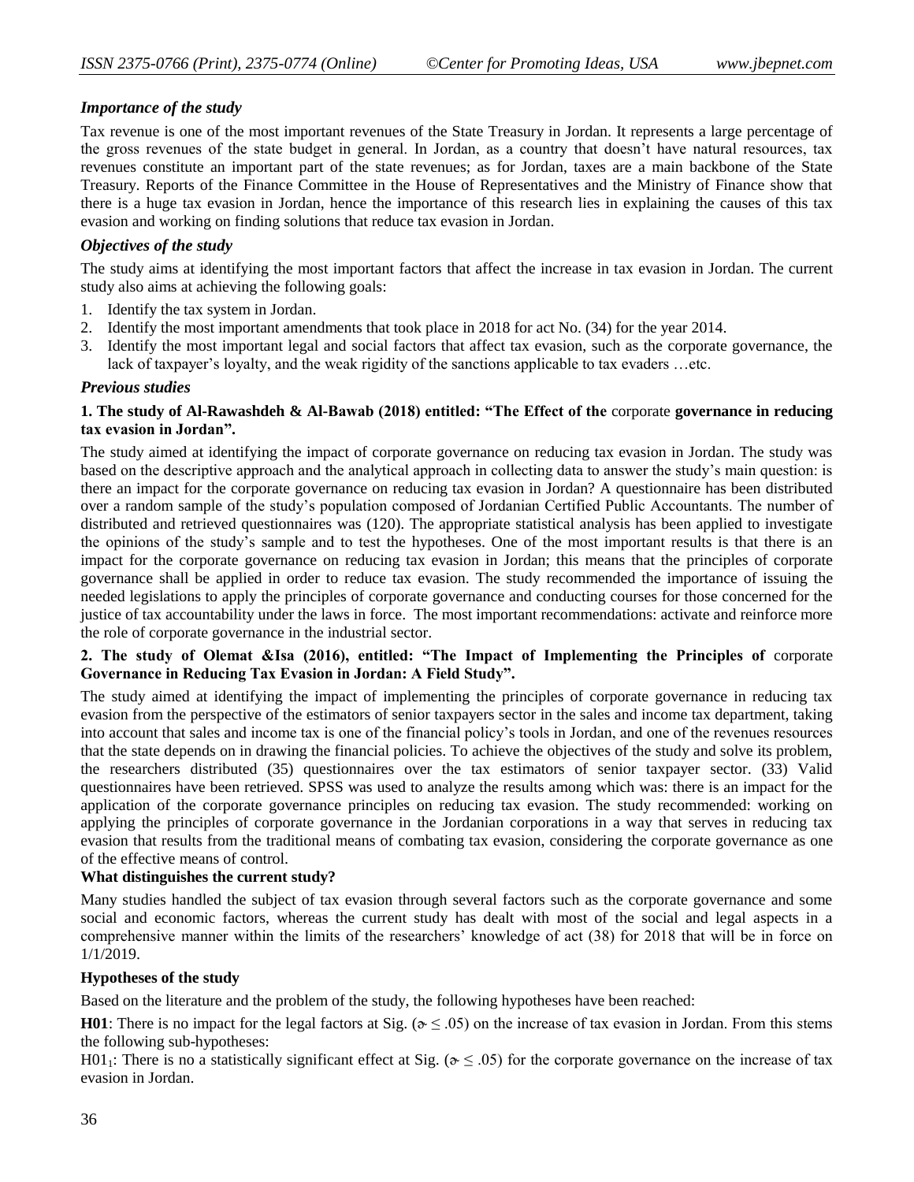### *Importance of the study*

Tax revenue is one of the most important revenues of the State Treasury in Jordan. It represents a large percentage of the gross revenues of the state budget in general. In Jordan, as a country that doesn't have natural resources, tax revenues constitute an important part of the state revenues; as for Jordan, taxes are a main backbone of the State Treasury. Reports of the Finance Committee in the House of Representatives and the Ministry of Finance show that there is a huge tax evasion in Jordan, hence the importance of this research lies in explaining the causes of this tax evasion and working on finding solutions that reduce tax evasion in Jordan.

### *Objectives of the study*

The study aims at identifying the most important factors that affect the increase in tax evasion in Jordan. The current study also aims at achieving the following goals:

1. Identify the tax system in Jordan.
2. Identify the most important amendments that took place in 2018 for act No. (34) for the year 2014.
3. Identify the most important legal and social factors that affect tax evasion, such as the corporate governance, the lack of taxpayer's loyalty, and the weak rigidity of the sanctions applicable to tax evaders …etc.

### *Previous studies*

**1. The study of Al-Rawashdeh & Al-Bawab (2018) entitled: "The Effect of the** corporate **governance in reducing tax evasion in Jordan".**

The study aimed at identifying the impact of corporate governance on reducing tax evasion in Jordan. The study was based on the descriptive approach and the analytical approach in collecting data to answer the study's main question: is there an impact for the corporate governance on reducing tax evasion in Jordan? A questionnaire has been distributed over a random sample of the study's population composed of Jordanian Certified Public Accountants. The number of distributed and retrieved questionnaires was (120). The appropriate statistical analysis has been applied to investigate the opinions of the study's sample and to test the hypotheses. One of the most important results is that there is an impact for the corporate governance on reducing tax evasion in Jordan; this means that the principles of corporate governance shall be applied in order to reduce tax evasion. The study recommended the importance of issuing the needed legislations to apply the principles of corporate governance and conducting courses for those concerned for the justice of tax accountability under the laws in force. The most important recommendations: activate and reinforce more the role of corporate governance in the industrial sector.

**2. The study of Olemat &Isa (2016), entitled: "The Impact of Implementing the Principles of** corporate **Governance in Reducing Tax Evasion in Jordan: A Field Study".**

The study aimed at identifying the impact of implementing the principles of corporate governance in reducing tax evasion from the perspective of the estimators of senior taxpayers sector in the sales and income tax department, taking into account that sales and income tax is one of the financial policy's tools in Jordan, and one of the revenues resources that the state depends on in drawing the financial policies. To achieve the objectives of the study and solve its problem, the researchers distributed (35) questionnaires over the tax estimators of senior taxpayer sector. (33) Valid questionnaires have been retrieved. SPSS was used to analyze the results among which was: there is an impact for the application of the corporate governance principles on reducing tax evasion. The study recommended: working on applying the principles of corporate governance in the Jordanian corporations in a way that serves in reducing tax evasion that results from the traditional means of combating tax evasion, considering the corporate governance as one of the effective means of control.

**What distinguishes the current study?**

Many studies handled the subject of tax evasion through several factors such as the corporate governance and some social and economic factors, whereas the current study has dealt with most of the social and legal aspects in a comprehensive manner within the limits of the researchers' knowledge of act (38) for 2018 that will be in force on 1/1/2019.

**Hypotheses of the study**

Based on the literature and the problem of the study, the following hypotheses have been reached:

**H01**: There is no impact for the legal factors at Sig. ($\alpha \leq .05$) on the increase of tax evasion in Jordan. From this stems the following sub-hypotheses:

$H01_1$: There is no a statistically significant effect at Sig. ($\alpha \leq .05$) for the corporate governance on the increase of tax evasion in Jordan.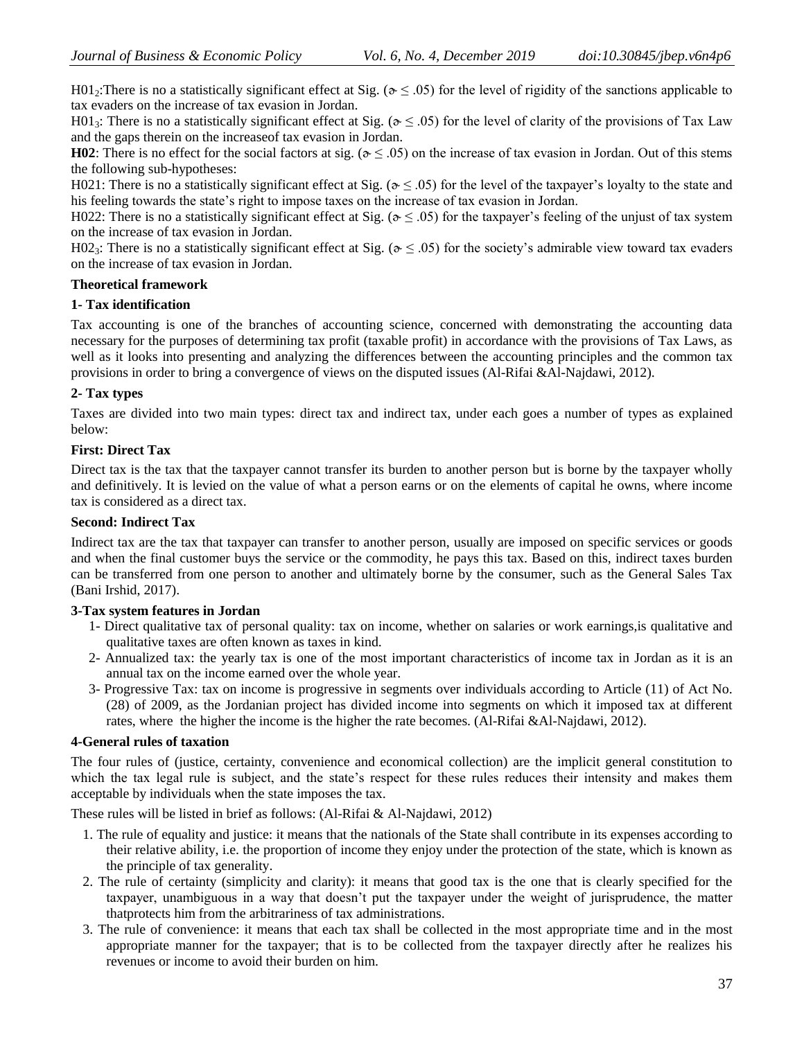$H01_2$:There is no a statistically significant effect at Sig. ($\alpha \leq .05$) for the level of rigidity of the sanctions applicable to tax evaders on the increase of tax evasion in Jordan.

$H01_3$: There is no a statistically significant effect at Sig. ($\alpha \leq .05$) for the level of clarity of the provisions of Tax Law and the gaps therein on the increaseof tax evasion in Jordan.

**H02**: There is no effect for the social factors at sig. ($\alpha \leq .05$) on the increase of tax evasion in Jordan. Out of this stems the following sub-hypotheses:

H021: There is no a statistically significant effect at Sig. ($\alpha \leq .05$) for the level of the taxpayer's loyalty to the state and his feeling towards the state's right to impose taxes on the increase of tax evasion in Jordan.

H022: There is no a statistically significant effect at Sig. ($\alpha \leq .05$) for the taxpayer's feeling of the unjust of tax system on the increase of tax evasion in Jordan.

$H02_3$: There is no a statistically significant effect at Sig. ($\alpha \leq .05$) for the society's admirable view toward tax evaders on the increase of tax evasion in Jordan.

## Theoretical framework

### 1- Tax identification

Tax accounting is one of the branches of accounting science, concerned with demonstrating the accounting data necessary for the purposes of determining tax profit (taxable profit) in accordance with the provisions of Tax Laws, as well as it looks into presenting and analyzing the differences between the accounting principles and the common tax provisions in order to bring a convergence of views on the disputed issues (Al-Rifai &Al-Najdawi, 2012).

### 2- Tax types

Taxes are divided into two main types: direct tax and indirect tax, under each goes a number of types as explained below:

#### First: Direct Tax

Direct tax is the tax that the taxpayer cannot transfer its burden to another person but is borne by the taxpayer wholly and definitively. It is levied on the value of what a person earns or on the elements of capital he owns, where income tax is considered as a direct tax.

#### Second: Indirect Tax

Indirect tax are the tax that taxpayer can transfer to another person, usually are imposed on specific services or goods and when the final customer buys the service or the commodity, he pays this tax. Based on this, indirect taxes burden can be transferred from one person to another and ultimately borne by the consumer, such as the General Sales Tax (Bani Irshid, 2017).

### 3-Tax system features in Jordan

1- Direct qualitative tax of personal quality: tax on income, whether on salaries or work earnings,is qualitative and qualitative taxes are often known as taxes in kind.

2- Annualized tax: the yearly tax is one of the most important characteristics of income tax in Jordan as it is an annual tax on the income earned over the whole year.

3- Progressive Tax: tax on income is progressive in segments over individuals according to Article (11) of Act No. (28) of 2009, as the Jordanian project has divided income into segments on which it imposed tax at different rates, where the higher the income is the higher the rate becomes. (Al-Rifai &Al-Najdawi, 2012).

### 4-General rules of taxation

The four rules of (justice, certainty, convenience and economical collection) are the implicit general constitution to which the tax legal rule is subject, and the state's respect for these rules reduces their intensity and makes them acceptable by individuals when the state imposes the tax.

These rules will be listed in brief as follows: (Al-Rifai & Al-Najdawi, 2012)

1. The rule of equality and justice: it means that the nationals of the State shall contribute in its expenses according to their relative ability, i.e. the proportion of income they enjoy under the protection of the state, which is known as the principle of tax generality.
2. The rule of certainty (simplicity and clarity): it means that good tax is the one that is clearly specified for the taxpayer, unambiguous in a way that doesn't put the taxpayer under the weight of jurisprudence, the matter thatprotects him from the arbitrariness of tax administrations.
3. The rule of convenience: it means that each tax shall be collected in the most appropriate time and in the most appropriate manner for the taxpayer; that is to be collected from the taxpayer directly after he realizes his revenues or income to avoid their burden on him.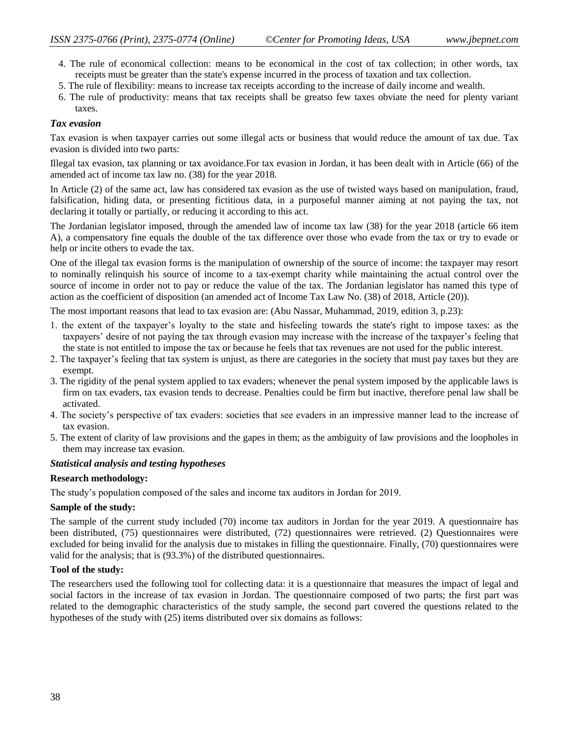4. The rule of economical collection: means to be economical in the cost of tax collection; in other words, tax receipts must be greater than the state's expense incurred in the process of taxation and tax collection.
5. The rule of flexibility: means to increase tax receipts according to the increase of daily income and wealth.
6. The rule of productivity: means that tax receipts shall be greatso few taxes obviate the need for plenty variant taxes.

### *Tax evasion*

Tax evasion is when taxpayer carries out some illegal acts or business that would reduce the amount of tax due. Tax evasion is divided into two parts:

Illegal tax evasion, tax planning or tax avoidance.For tax evasion in Jordan, it has been dealt with in Article (66) of the amended act of income tax law no. (38) for the year 2018.

In Article (2) of the same act, law has considered tax evasion as the use of twisted ways based on manipulation, fraud, falsification, hiding data, or presenting fictitious data, in a purposeful manner aiming at not paying the tax, not declaring it totally or partially, or reducing it according to this act.

The Jordanian legislator imposed, through the amended law of income tax law (38) for the year 2018 (article 66 item A), a compensatory fine equals the double of the tax difference over those who evade from the tax or try to evade or help or incite others to evade the tax.

One of the illegal tax evasion forms is the manipulation of ownership of the source of income: the taxpayer may resort to nominally relinquish his source of income to a tax-exempt charity while maintaining the actual control over the source of income in order not to pay or reduce the value of the tax. The Jordanian legislator has named this type of action as the coefficient of disposition (an amended act of Income Tax Law No. (38) of 2018, Article (20)).

The most important reasons that lead to tax evasion are: (Abu Nassar, Muhammad, 2019, edition 3, p.23):

1. the extent of the taxpayer's loyalty to the state and hisfeeling towards the state's right to impose taxes: as the taxpayers' desire of not paying the tax through evasion may increase with the increase of the taxpayer's feeling that the state is not entitled to impose the tax or because he feels that tax revenues are not used for the public interest.
2. The taxpayer's feeling that tax system is unjust, as there are categories in the society that must pay taxes but they are exempt.
3. The rigidity of the penal system applied to tax evaders; whenever the penal system imposed by the applicable laws is firm on tax evaders, tax evasion tends to decrease. Penalties could be firm but inactive, therefore penal law shall be activated.
4. The society's perspective of tax evaders: societies that see evaders in an impressive manner lead to the increase of tax evasion.
5. The extent of clarity of law provisions and the gapes in them; as the ambiguity of law provisions and the loopholes in them may increase tax evasion.

### *Statistical analysis and testing hypotheses*

**Research methodology:**

The study's population composed of the sales and income tax auditors in Jordan for 2019.

**Sample of the study:**

The sample of the current study included (70) income tax auditors in Jordan for the year 2019. A questionnaire has been distributed, (75) questionnaires were distributed, (72) questionnaires were retrieved. (2) Questionnaires were excluded for being invalid for the analysis due to mistakes in filling the questionnaire. Finally, (70) questionnaires were valid for the analysis; that is (93.3%) of the distributed questionnaires.

**Tool of the study:**

The researchers used the following tool for collecting data: it is a questionnaire that measures the impact of legal and social factors in the increase of tax evasion in Jordan. The questionnaire composed of two parts; the first part was related to the demographic characteristics of the study sample, the second part covered the questions related to the hypotheses of the study with (25) items distributed over six domains as follows: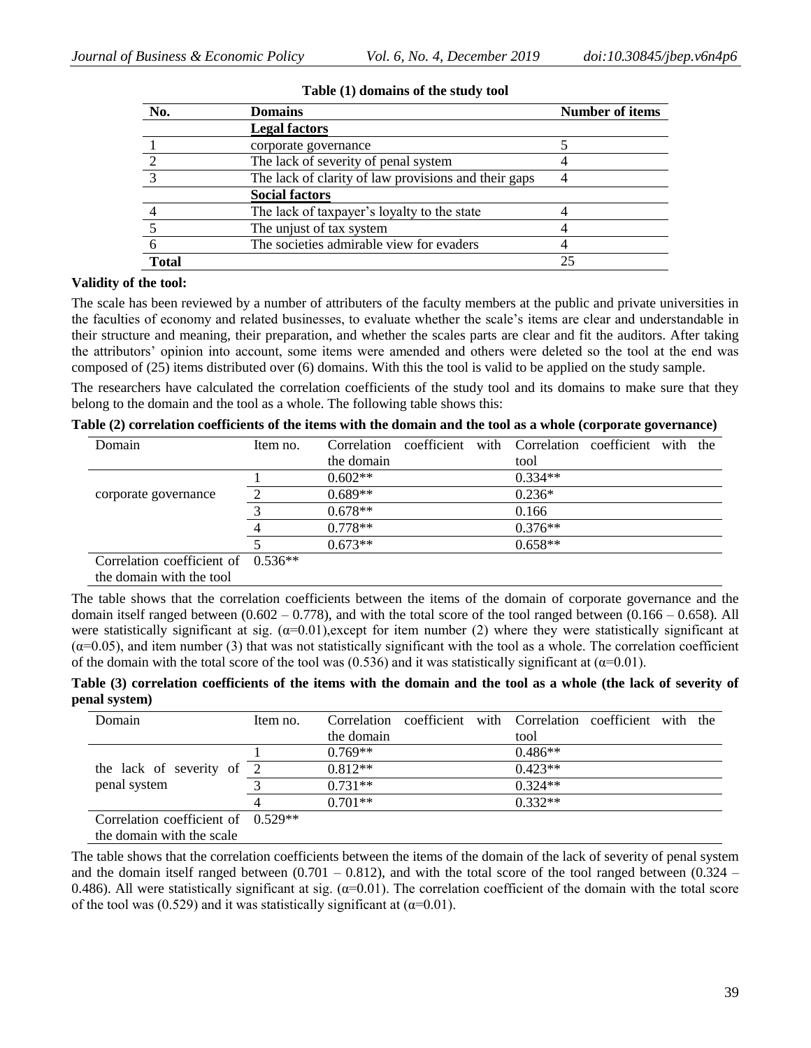**Table (1) domains of the study tool**

| No. | Domains | Number of items |
| --- | --- | --- |
| | **Legal factors** | |
| 1 | corporate governance | 5 |
| 2 | The lack of severity of penal system | 4 |
| 3 | The lack of clarity of law provisions and their gaps | 4 |
| | **Social factors** | |
| 4 | The lack of taxpayer's loyalty to the state | 4 |
| 5 | The unjust of tax system | 4 |
| 6 | The societies admirable view for evaders | 4 |
| **Total** | | 25 |

**Validity of the tool:**

The scale has been reviewed by a number of attributers of the faculty members at the public and private universities in the faculties of economy and related businesses, to evaluate whether the scale's items are clear and understandable in their structure and meaning, their preparation, and whether the scales parts are clear and fit the auditors. After taking the attributors' opinion into account, some items were amended and others were deleted so the tool at the end was composed of (25) items distributed over (6) domains. With this the tool is valid to be applied on the study sample.

The researchers have calculated the correlation coefficients of the study tool and its domains to make sure that they belong to the domain and the tool as a whole. The following table shows this:

**Table (2) correlation coefficients of the items with the domain and the tool as a whole (corporate governance)**

| Domain | Item no. | Correlation coefficient with the domain | Correlation coefficient with the tool |
| --- | --- | --- | --- |
| corporate governance | 1 | 0.602** | 0.334** |
| | 2 | 0.689** | 0.236* |
| | 3 | 0.678** | 0.166 |
| | 4 | 0.778** | 0.376** |
| | 5 | 0.673** | 0.658** |
| Correlation coefficient of the domain with the tool | 0.536** | | |

The table shows that the correlation coefficients between the items of the domain of corporate governance and the domain itself ranged between (0.602 – 0.778), and with the total score of the tool ranged between (0.166 – 0.658). All were statistically significant at sig. ($\alpha$=0.01),except for item number (2) where they were statistically significant at ($\alpha$=0.05), and item number (3) that was not statistically significant with the tool as a whole. The correlation coefficient of the domain with the total score of the tool was (0.536) and it was statistically significant at ($\alpha$=0.01).

**Table (3) correlation coefficients of the items with the domain and the tool as a whole (the lack of severity of penal system)**

| Domain | Item no. | Correlation coefficient with the domain | Correlation coefficient with the tool |
| --- | --- | --- | --- |
| the lack of severity of penal system | 1 | 0.769** | 0.486** |
| | 2 | 0.812** | 0.423** |
| | 3 | 0.731** | 0.324** |
| | 4 | 0.701** | 0.332** |
| Correlation coefficient of the domain with the scale | 0.529** | | |

The table shows that the correlation coefficients between the items of the domain of the lack of severity of penal system and the domain itself ranged between (0.701 – 0.812), and with the total score of the tool ranged between (0.324 – 0.486). All were statistically significant at sig. ($\alpha$=0.01). The correlation coefficient of the domain with the total score of the tool was (0.529) and it was statistically significant at ($\alpha$=0.01).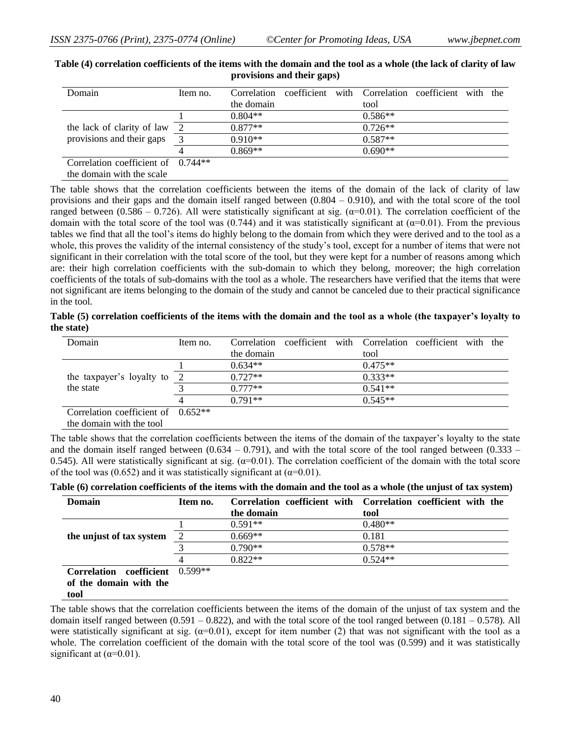**Table (4) correlation coefficients of the items with the domain and the tool as a whole (the lack of clarity of law provisions and their gaps)**

| Domain | Item no. | Correlation coefficient with the domain | Correlation coefficient with the tool |
|---|---|---|---|
| the lack of clarity of law provisions and their gaps | 1 | 0.804** | 0.586** |
| | 2 | 0.877** | 0.726** |
| | 3 | 0.910** | 0.587** |
| | 4 | 0.869** | 0.690** |
| Correlation coefficient of the domain with the scale | 0.744** | | |

The table shows that the correlation coefficients between the items of the domain of the lack of clarity of law provisions and their gaps and the domain itself ranged between (0.804 – 0.910), and with the total score of the tool ranged between (0.586 – 0.726). All were statistically significant at sig. ($\alpha$=0.01). The correlation coefficient of the domain with the total score of the tool was (0.744) and it was statistically significant at ($\alpha$=0.01). From the previous tables we find that all the tool's items do highly belong to the domain from which they were derived and to the tool as a whole, this proves the validity of the internal consistency of the study's tool, except for a number of items that were not significant in their correlation with the total score of the tool, but they were kept for a number of reasons among which are: their high correlation coefficients with the sub-domain to which they belong, moreover; the high correlation coefficients of the totals of sub-domains with the tool as a whole. The researchers have verified that the items that were not significant are items belonging to the domain of the study and cannot be canceled due to their practical significance in the tool.

**Table (5) correlation coefficients of the items with the domain and the tool as a whole (the taxpayer's loyalty to the state)**

| Domain | Item no. | Correlation coefficient with the domain | Correlation coefficient with the tool |
|---|---|---|---|
| the taxpayer's loyalty to the state | 1 | 0.634** | 0.475** |
| | 2 | 0.727** | 0.333** |
| | 3 | 0.777** | 0.541** |
| | 4 | 0.791** | 0.545** |
| Correlation coefficient of the domain with the tool | 0.652** | | |

The table shows that the correlation coefficients between the items of the domain of the taxpayer's loyalty to the state and the domain itself ranged between (0.634 – 0.791), and with the total score of the tool ranged between (0.333 – 0.545). All were statistically significant at sig. ($\alpha$=0.01). The correlation coefficient of the domain with the total score of the tool was (0.652) and it was statistically significant at ($\alpha$=0.01).

**Table (6) correlation coefficients of the items with the domain and the tool as a whole (the unjust of tax system)**

| **Domain** | **Item no.** | **Correlation coefficient with the domain** | **Correlation coefficient with the tool** |
|---|---|---|---|
| **the unjust of tax system** | 1 | 0.591** | 0.480** |
| | 2 | 0.669** | 0.181 |
| | 3 | 0.790** | 0.578** |
| | 4 | 0.822** | 0.524** |
| **Correlation coefficient of the domain with the tool** | 0.599** | | |

The table shows that the correlation coefficients between the items of the domain of the unjust of tax system and the domain itself ranged between (0.591 – 0.822), and with the total score of the tool ranged between (0.181 – 0.578). All were statistically significant at sig. ($\alpha$=0.01), except for item number (2) that was not significant with the tool as a whole. The correlation coefficient of the domain with the total score of the tool was (0.599) and it was statistically significant at ($\alpha$=0.01).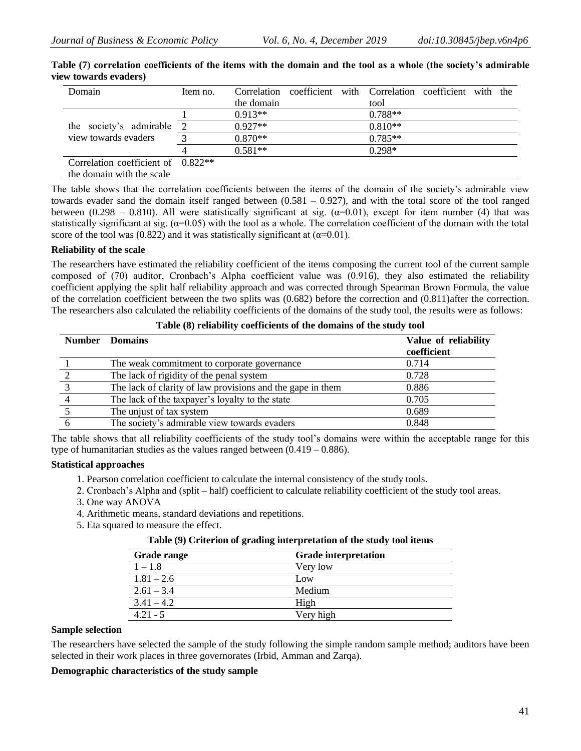**Table (7) correlation coefficients of the items with the domain and the tool as a whole (the society's admirable view towards evaders)**

| Domain | Item no. | Correlation coefficient with the domain | Correlation coefficient with the tool |
|---|---|---|---|
| the society's admirable view towards evaders | 1 | 0.913** | 0.788** |
| | 2 | 0.927** | 0.810** |
| | 3 | 0.870** | 0.785** |
| | 4 | 0.581** | 0.298* |
| Correlation coefficient of the domain with the scale | 0.822** | | |

The table shows that the correlation coefficients between the items of the domain of the society's admirable view towards evader sand the domain itself ranged between (0.581 – 0.927), and with the total score of the tool ranged between (0.298 – 0.810). All were statistically significant at sig. (α=0.01), except for item number (4) that was statistically significant at sig. (α=0.05) with the tool as a whole. The correlation coefficient of the domain with the total score of the tool was (0.822) and it was statistically significant at (α=0.01).

**Reliability of the scale**

The researchers have estimated the reliability coefficient of the items composing the current tool of the current sample composed of (70) auditor, Cronbach's Alpha coefficient value was (0.916), they also estimated the reliability coefficient applying the split half reliability approach and was corrected through Spearman Brown Formula, the value of the correlation coefficient between the two splits was (0.682) before the correction and (0.811)after the correction. The researchers also calculated the reliability coefficients of the domains of the study tool, the results were as follows:

**Table (8) reliability coefficients of the domains of the study tool**

| Number | Domains | Value of reliability coefficient |
|---|---|---|
| 1 | The weak commitment to corporate governance | 0.714 |
| 2 | The lack of rigidity of the penal system | 0.728 |
| 3 | The lack of clarity of law provisions and the gape in them | 0.886 |
| 4 | The lack of the taxpayer's loyalty to the state | 0.705 |
| 5 | The unjust of tax system | 0.689 |
| 6 | The society's admirable view towards evaders | 0.848 |

The table shows that all reliability coefficients of the study tool's domains were within the acceptable range for this type of humanitarian studies as the values ranged between (0.419 – 0.886).

**Statistical approaches**

1. Pearson correlation coefficient to calculate the internal consistency of the study tools.
2. Cronbach's Alpha and (split – half) coefficient to calculate reliability coefficient of the study tool areas.
3. One way ANOVA
4. Arithmetic means, standard deviations and repetitions.
5. Eta squared to measure the effect.

**Table (9) Criterion of grading interpretation of the study tool items**

| Grade range | Grade interpretation |
|---|---|
| 1 – 1.8 | Very low |
| 1.81 – 2.6 | Low |
| 2.61 – 3.4 | Medium |
| 3.41 – 4.2 | High |
| 4.21 - 5 | Very high |

**Sample selection**

The researchers have selected the sample of the study following the simple random sample method; auditors have been selected in their work places in three governorates (Irbid, Amman and Zarqa).

**Demographic characteristics of the study sample**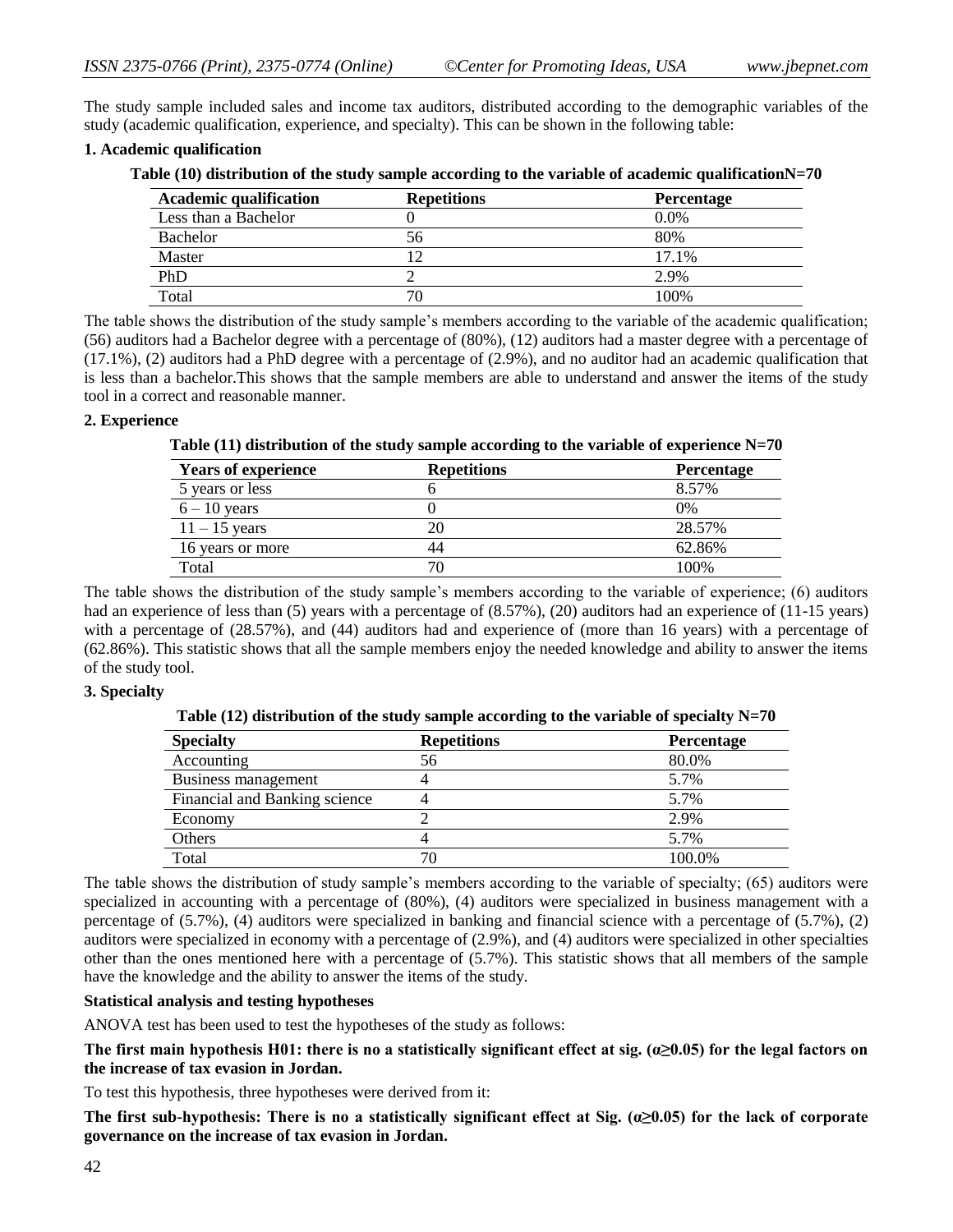The study sample included sales and income tax auditors, distributed according to the demographic variables of the study (academic qualification, experience, and specialty). This can be shown in the following table:

**1. Academic qualification**

**Table (10) distribution of the study sample according to the variable of academic qualificationN=70**

| Academic qualification | Repetitions | Percentage |
|---|---|---|
| Less than a Bachelor | 0 | 0.0% |
| Bachelor | 56 | 80% |
| Master | 12 | 17.1% |
| PhD | 2 | 2.9% |
| Total | 70 | 100% |

The table shows the distribution of the study sample's members according to the variable of the academic qualification; (56) auditors had a Bachelor degree with a percentage of (80%), (12) auditors had a master degree with a percentage of (17.1%), (2) auditors had a PhD degree with a percentage of (2.9%), and no auditor had an academic qualification that is less than a bachelor.This shows that the sample members are able to understand and answer the items of the study tool in a correct and reasonable manner.

**2. Experience**

**Table (11) distribution of the study sample according to the variable of experience N=70**

| Years of experience | Repetitions | Percentage |
|---|---|---|
| 5 years or less | 6 | 8.57% |
| 6 – 10 years | 0 | 0% |
| 11 – 15 years | 20 | 28.57% |
| 16 years or more | 44 | 62.86% |
| Total | 70 | 100% |

The table shows the distribution of the study sample's members according to the variable of experience; (6) auditors had an experience of less than (5) years with a percentage of (8.57%), (20) auditors had an experience of (11-15 years) with a percentage of (28.57%), and (44) auditors had and experience of (more than 16 years) with a percentage of (62.86%). This statistic shows that all the sample members enjoy the needed knowledge and ability to answer the items of the study tool.

**3. Specialty**

**Table (12) distribution of the study sample according to the variable of specialty N=70**

| Specialty | Repetitions | Percentage |
|---|---|---|
| Accounting | 56 | 80.0% |
| Business management | 4 | 5.7% |
| Financial and Banking science | 4 | 5.7% |
| Economy | 2 | 2.9% |
| Others | 4 | 5.7% |
| Total | 70 | 100.0% |

The table shows the distribution of study sample's members according to the variable of specialty; (65) auditors were specialized in accounting with a percentage of (80%), (4) auditors were specialized in business management with a percentage of (5.7%), (4) auditors were specialized in banking and financial science with a percentage of (5.7%), (2) auditors were specialized in economy with a percentage of (2.9%), and (4) auditors were specialized in other specialties other than the ones mentioned here with a percentage of (5.7%). This statistic shows that all members of the sample have the knowledge and the ability to answer the items of the study.

**Statistical analysis and testing hypotheses**

ANOVA test has been used to test the hypotheses of the study as follows:

**The first main hypothesis H01: there is no a statistically significant effect at sig. ($\alpha \geq 0.05$) for the legal factors on the increase of tax evasion in Jordan.**

To test this hypothesis, three hypotheses were derived from it:

**The first sub-hypothesis: There is no a statistically significant effect at Sig. ($\alpha \geq 0.05$) for the lack of corporate governance on the increase of tax evasion in Jordan.**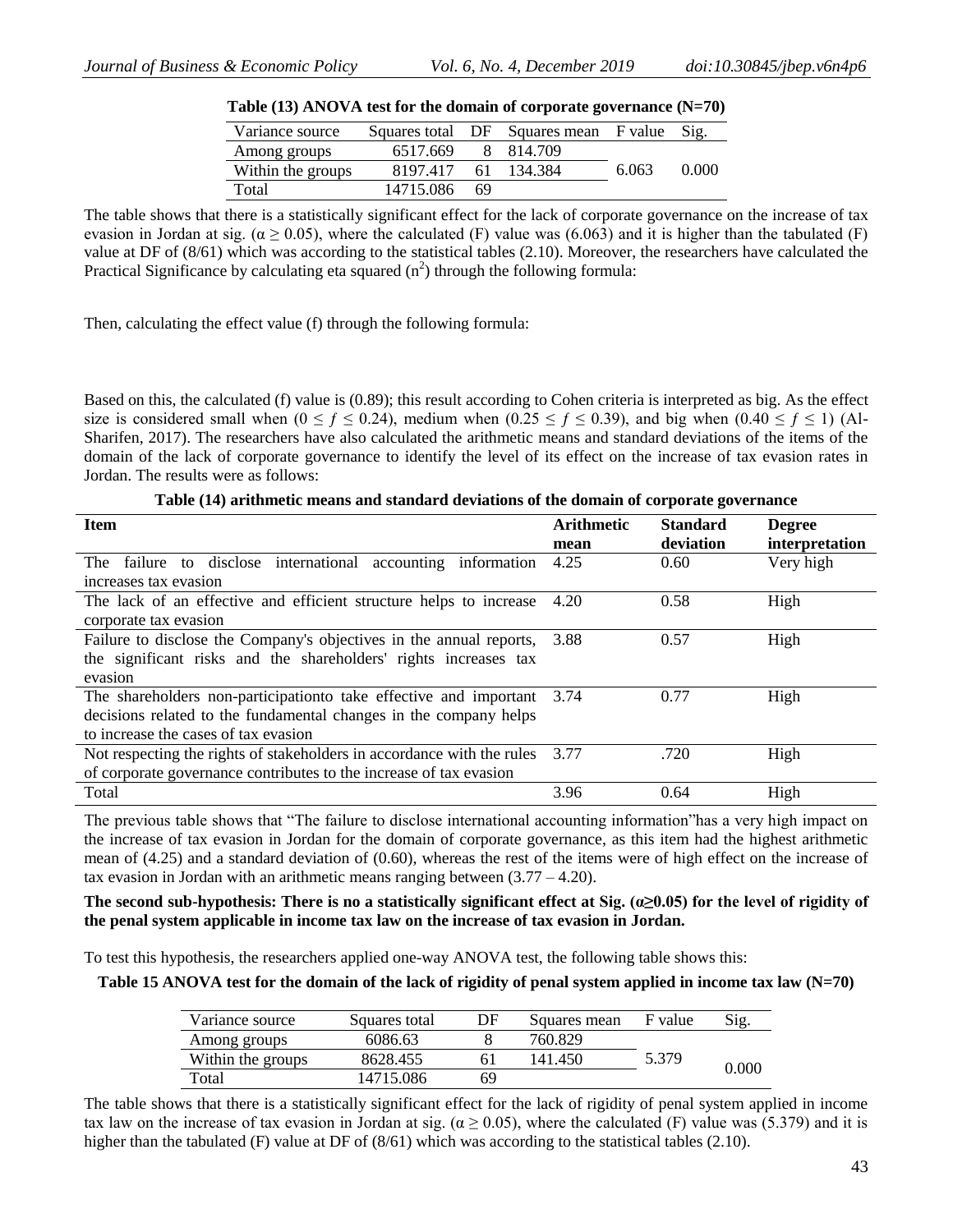**Table (13) ANOVA test for the domain of corporate governance (N=70)**

| Variance source | Squares total | DF | Squares mean | F value | Sig. |
|---|---|---|---|---|---|
| Among groups | 6517.669 | 8 | 814.709 | 6.063 | 0.000 |
| Within the groups | 8197.417 | 61 | 134.384 | | |
| Total | 14715.086 | 69 | | | |

The table shows that there is a statistically significant effect for the lack of corporate governance on the increase of tax evasion in Jordan at sig. ($\alpha \geq 0.05$), where the calculated (F) value was (6.063) and it is higher than the tabulated (F) value at DF of (8/61) which was according to the statistical tables (2.10). Moreover, the researchers have calculated the Practical Significance by calculating eta squared ($n^2$) through the following formula:

Then, calculating the effect value (f) through the following formula:

Based on this, the calculated (f) value is (0.89); this result according to Cohen criteria is interpreted as big. As the effect size is considered small when ($0 \leq f \leq 0.24$), medium when ($0.25 \leq f \leq 0.39$), and big when ($0.40 \leq f \leq 1$) (Al-Sharifen, 2017). The researchers have also calculated the arithmetic means and standard deviations of the items of the domain of the lack of corporate governance to identify the level of its effect on the increase of tax evasion rates in Jordan. The results were as follows:

**Table (14) arithmetic means and standard deviations of the domain of corporate governance**

| Item | Arithmetic mean | Standard deviation | Degree interpretation |
|---|---|---|---|
| The failure to disclose international accounting information increases tax evasion | 4.25 | 0.60 | Very high |
| The lack of an effective and efficient structure helps to increase corporate tax evasion | 4.20 | 0.58 | High |
| Failure to disclose the Company's objectives in the annual reports, the significant risks and the shareholders' rights increases tax evasion | 3.88 | 0.57 | High |
| The shareholders non-participationto take effective and important decisions related to the fundamental changes in the company helps to increase the cases of tax evasion | 3.74 | 0.77 | High |
| Not respecting the rights of stakeholders in accordance with the rules of corporate governance contributes to the increase of tax evasion | 3.77 | .720 | High |
| Total | 3.96 | 0.64 | High |

The previous table shows that "The failure to disclose international accounting information"has a very high impact on the increase of tax evasion in Jordan for the domain of corporate governance, as this item had the highest arithmetic mean of (4.25) and a standard deviation of (0.60), whereas the rest of the items were of high effect on the increase of tax evasion in Jordan with an arithmetic means ranging between (3.77 – 4.20).

**The second sub-hypothesis: There is no a statistically significant effect at Sig. ($\alpha \geq 0.05$) for the level of rigidity of the penal system applicable in income tax law on the increase of tax evasion in Jordan.**

To test this hypothesis, the researchers applied one-way ANOVA test, the following table shows this:

**Table 15 ANOVA test for the domain of the lack of rigidity of penal system applied in income tax law (N=70)**

| Variance source | Squares total | DF | Squares mean | F value | Sig. |
|---|---|---|---|---|---|
| Among groups | 6086.63 | 8 | 760.829 | 5.379 | 0.000 |
| Within the groups | 8628.455 | 61 | 141.450 | | |
| Total | 14715.086 | 69 | | | |

The table shows that there is a statistically significant effect for the lack of rigidity of penal system applied in income tax law on the increase of tax evasion in Jordan at sig. ($\alpha \geq 0.05$), where the calculated (F) value was (5.379) and it is higher than the tabulated (F) value at DF of (8/61) which was according to the statistical tables (2.10).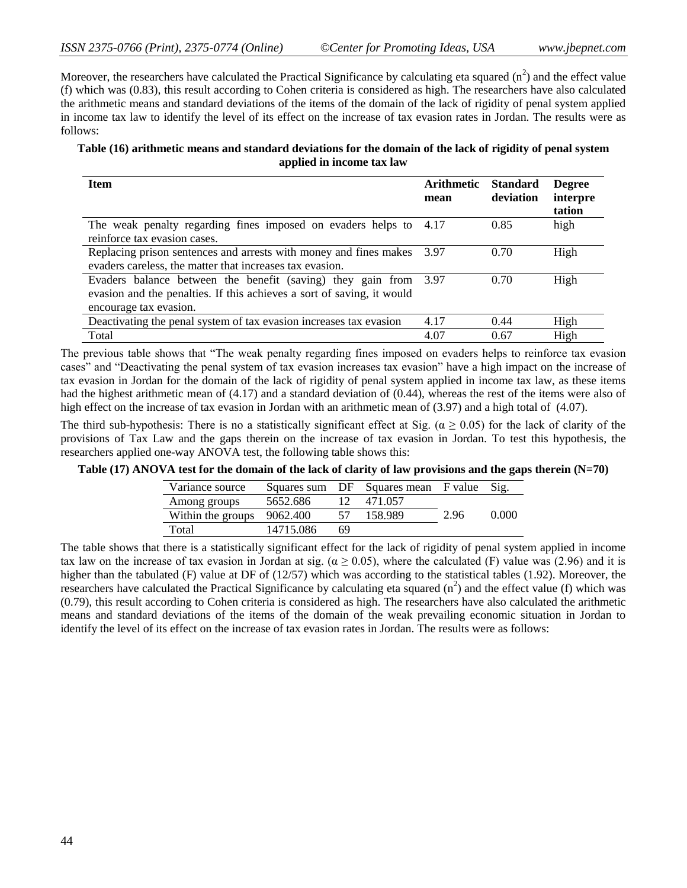Moreover, the researchers have calculated the Practical Significance by calculating eta squared ($n^2$) and the effect value (f) which was (0.83), this result according to Cohen criteria is considered as high. The researchers have also calculated the arithmetic means and standard deviations of the items of the domain of the lack of rigidity of penal system applied in income tax law to identify the level of its effect on the increase of tax evasion rates in Jordan. The results were as follows:

**Table (16) arithmetic means and standard deviations for the domain of the lack of rigidity of penal system applied in income tax law**

| Item | Arithmetic mean | Standard deviation | Degree interpretation |
|---|---|---|---|
| The weak penalty regarding fines imposed on evaders helps to reinforce tax evasion cases. | 4.17 | 0.85 | high |
| Replacing prison sentences and arrests with money and fines makes evaders careless, the matter that increases tax evasion. | 3.97 | 0.70 | High |
| Evaders balance between the benefit (saving) they gain from evasion and the penalties. If this achieves a sort of saving, it would encourage tax evasion. | 3.97 | 0.70 | High |
| Deactivating the penal system of tax evasion increases tax evasion | 4.17 | 0.44 | High |
| Total | 4.07 | 0.67 | High |

The previous table shows that "The weak penalty regarding fines imposed on evaders helps to reinforce tax evasion cases" and "Deactivating the penal system of tax evasion increases tax evasion" have a high impact on the increase of tax evasion in Jordan for the domain of the lack of rigidity of penal system applied in income tax law, as these items had the highest arithmetic mean of (4.17) and a standard deviation of (0.44), whereas the rest of the items were also of high effect on the increase of tax evasion in Jordan with an arithmetic mean of (3.97) and a high total of (4.07).

The third sub-hypothesis: There is no a statistically significant effect at Sig. ($\alpha \geq 0.05$) for the lack of clarity of the provisions of Tax Law and the gaps therein on the increase of tax evasion in Jordan. To test this hypothesis, the researchers applied one-way ANOVA test, the following table shows this:

**Table (17) ANOVA test for the domain of the lack of clarity of law provisions and the gaps therein (N=70)**

| Variance source | Squares sum | DF | Squares mean | F value | Sig. |
|---|---|---|---|---|---|
| Among groups | 5652.686 | 12 | 471.057 | 2.96 | 0.000 |
| Within the groups | 9062.400 | 57 | 158.989 | | |
| Total | 14715.086 | 69 | | | |

The table shows that there is a statistically significant effect for the lack of rigidity of penal system applied in income tax law on the increase of tax evasion in Jordan at sig. ($\alpha \geq 0.05$), where the calculated (F) value was (2.96) and it is higher than the tabulated (F) value at DF of (12/57) which was according to the statistical tables (1.92). Moreover, the researchers have calculated the Practical Significance by calculating eta squared ($n^2$) and the effect value (f) which was (0.79), this result according to Cohen criteria is considered as high. The researchers have also calculated the arithmetic means and standard deviations of the items of the domain of the weak prevailing economic situation in Jordan to identify the level of its effect on the increase of tax evasion rates in Jordan. The results were as follows: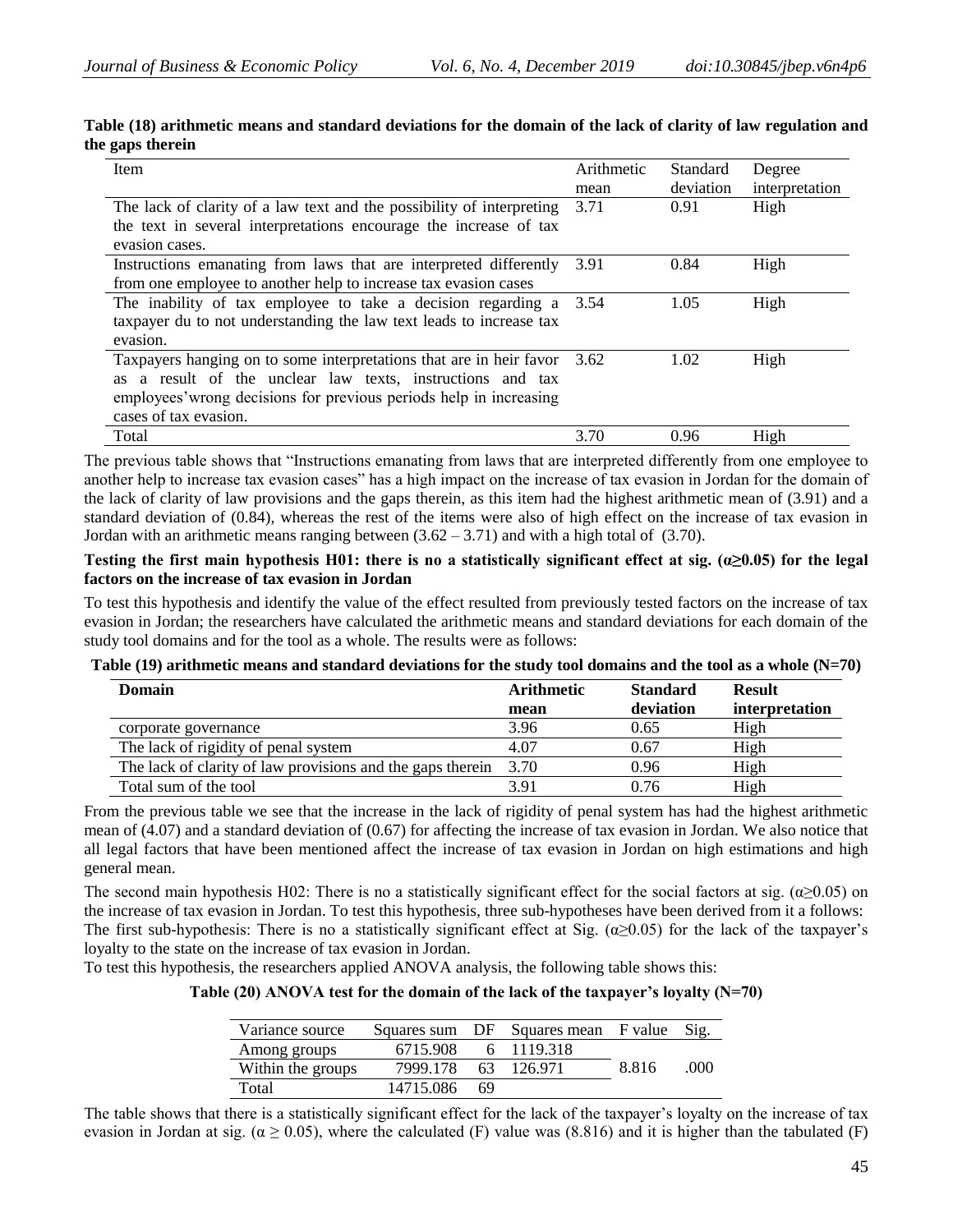**Table (18) arithmetic means and standard deviations for the domain of the lack of clarity of law regulation and the gaps therein**

| Item | Arithmetic mean | Standard deviation | Degree interpretation |
|---|---|---|---|
| The lack of clarity of a law text and the possibility of interpreting the text in several interpretations encourage the increase of tax evasion cases. | 3.71 | 0.91 | High |
| Instructions emanating from laws that are interpreted differently from one employee to another help to increase tax evasion cases | 3.91 | 0.84 | High |
| The inability of tax employee to take a decision regarding a taxpayer du to not understanding the law text leads to increase tax evasion. | 3.54 | 1.05 | High |
| Taxpayers hanging on to some interpretations that are in heir favor as a result of the unclear law texts, instructions and tax employees'wrong decisions for previous periods help in increasing cases of tax evasion. | 3.62 | 1.02 | High |
| Total | 3.70 | 0.96 | High |

The previous table shows that "Instructions emanating from laws that are interpreted differently from one employee to another help to increase tax evasion cases" has a high impact on the increase of tax evasion in Jordan for the domain of the lack of clarity of law provisions and the gaps therein, as this item had the highest arithmetic mean of (3.91) and a standard deviation of (0.84), whereas the rest of the items were also of high effect on the increase of tax evasion in Jordan with an arithmetic means ranging between (3.62 – 3.71) and with a high total of (3.70).

**Testing the first main hypothesis H01: there is no a statistically significant effect at sig. ($\alpha \geq 0.05$) for the legal factors on the increase of tax evasion in Jordan**

To test this hypothesis and identify the value of the effect resulted from previously tested factors on the increase of tax evasion in Jordan; the researchers have calculated the arithmetic means and standard deviations for each domain of the study tool domains and for the tool as a whole. The results were as follows:

**Table (19) arithmetic means and standard deviations for the study tool domains and the tool as a whole (N=70)**

| Domain | Arithmetic mean | Standard deviation | Result interpretation |
|---|---|---|---|
| corporate governance | 3.96 | 0.65 | High |
| The lack of rigidity of penal system | 4.07 | 0.67 | High |
| The lack of clarity of law provisions and the gaps therein | 3.70 | 0.96 | High |
| Total sum of the tool | 3.91 | 0.76 | High |

From the previous table we see that the increase in the lack of rigidity of penal system has had the highest arithmetic mean of (4.07) and a standard deviation of (0.67) for affecting the increase of tax evasion in Jordan. We also notice that all legal factors that have been mentioned affect the increase of tax evasion in Jordan on high estimations and high general mean.

The second main hypothesis H02: There is no a statistically significant effect for the social factors at sig. ($\alpha \geq 0.05$) on the increase of tax evasion in Jordan. To test this hypothesis, three sub-hypotheses have been derived from it a follows:
The first sub-hypothesis: There is no a statistically significant effect at Sig. ($\alpha \geq 0.05$) for the lack of the taxpayer's loyalty to the state on the increase of tax evasion in Jordan.
To test this hypothesis, the researchers applied ANOVA analysis, the following table shows this:

**Table (20) ANOVA test for the domain of the lack of the taxpayer's loyalty (N=70)**

| Variance source | Squares sum | DF | Squares mean | F value | Sig. |
|---|---|---|---|---|---|
| Among groups | 6715.908 | 6 | 1119.318 | 8.816 | .000 |
| Within the groups | 7999.178 | 63 | 126.971 | | |
| Total | 14715.086 | 69 | | | |

The table shows that there is a statistically significant effect for the lack of the taxpayer's loyalty on the increase of tax evasion in Jordan at sig. ($\alpha \geq 0.05$), where the calculated (F) value was (8.816) and it is higher than the tabulated (F)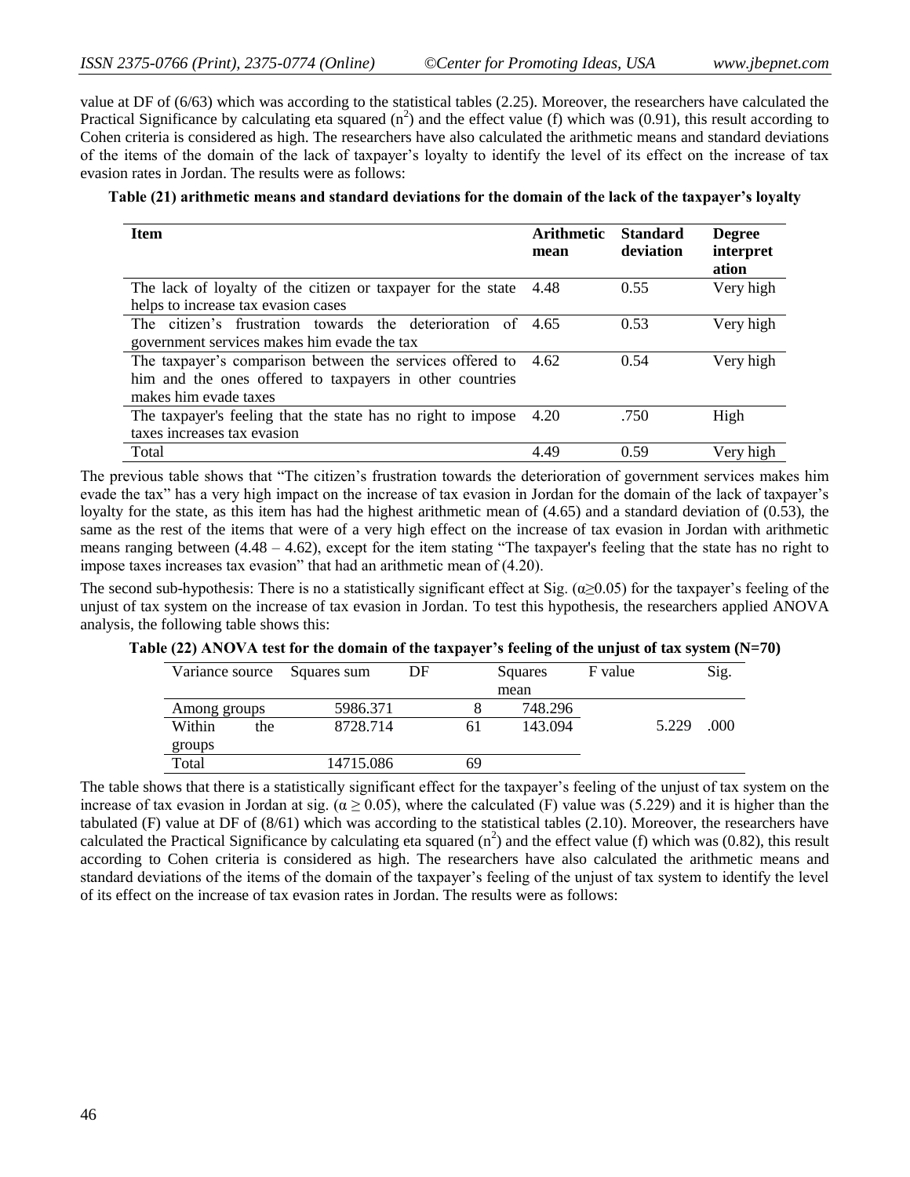value at DF of (6/63) which was according to the statistical tables (2.25). Moreover, the researchers have calculated the Practical Significance by calculating eta squared ($n^2$) and the effect value (f) which was (0.91), this result according to Cohen criteria is considered as high. The researchers have also calculated the arithmetic means and standard deviations of the items of the domain of the lack of taxpayer's loyalty to identify the level of its effect on the increase of tax evasion rates in Jordan. The results were as follows:

**Table (21) arithmetic means and standard deviations for the domain of the lack of the taxpayer's loyalty**

| Item | Arithmetic mean | Standard deviation | Degree interpretation |
|---|---|---|---|
| The lack of loyalty of the citizen or taxpayer for the state helps to increase tax evasion cases | 4.48 | 0.55 | Very high |
| The citizen's frustration towards the deterioration of government services makes him evade the tax | 4.65 | 0.53 | Very high |
| The taxpayer's comparison between the services offered to him and the ones offered to taxpayers in other countries makes him evade taxes | 4.62 | 0.54 | Very high |
| The taxpayer's feeling that the state has no right to impose taxes increases tax evasion | 4.20 | .750 | High |
| Total | 4.49 | 0.59 | Very high |

The previous table shows that "The citizen's frustration towards the deterioration of government services makes him evade the tax" has a very high impact on the increase of tax evasion in Jordan for the domain of the lack of taxpayer's loyalty for the state, as this item has had the highest arithmetic mean of (4.65) and a standard deviation of (0.53), the same as the rest of the items that were of a very high effect on the increase of tax evasion in Jordan with arithmetic means ranging between (4.48 – 4.62), except for the item stating "The taxpayer's feeling that the state has no right to impose taxes increases tax evasion" that had an arithmetic mean of (4.20).

The second sub-hypothesis: There is no a statistically significant effect at Sig. ($\alpha \geq 0.05$) for the taxpayer's feeling of the unjust of tax system on the increase of tax evasion in Jordan. To test this hypothesis, the researchers applied ANOVA analysis, the following table shows this:

**Table (22) ANOVA test for the domain of the taxpayer's feeling of the unjust of tax system (N=70)**

| Variance source | Squares sum | DF | Squares mean | F value | Sig. |
|---|---|---|---|---|---|
| Among groups | 5986.371 | 8 | 748.296 | | |
| Within the groups | 8728.714 | 61 | 143.094 | 5.229 | .000 |
| Total | 14715.086 | 69 | | | |

The table shows that there is a statistically significant effect for the taxpayer's feeling of the unjust of tax system on the increase of tax evasion in Jordan at sig. ($\alpha \geq 0.05$), where the calculated (F) value was (5.229) and it is higher than the tabulated (F) value at DF of (8/61) which was according to the statistical tables (2.10). Moreover, the researchers have calculated the Practical Significance by calculating eta squared ($n^2$) and the effect value (f) which was (0.82), this result according to Cohen criteria is considered as high. The researchers have also calculated the arithmetic means and standard deviations of the items of the domain of the taxpayer's feeling of the unjust of tax system to identify the level of its effect on the increase of tax evasion rates in Jordan. The results were as follows: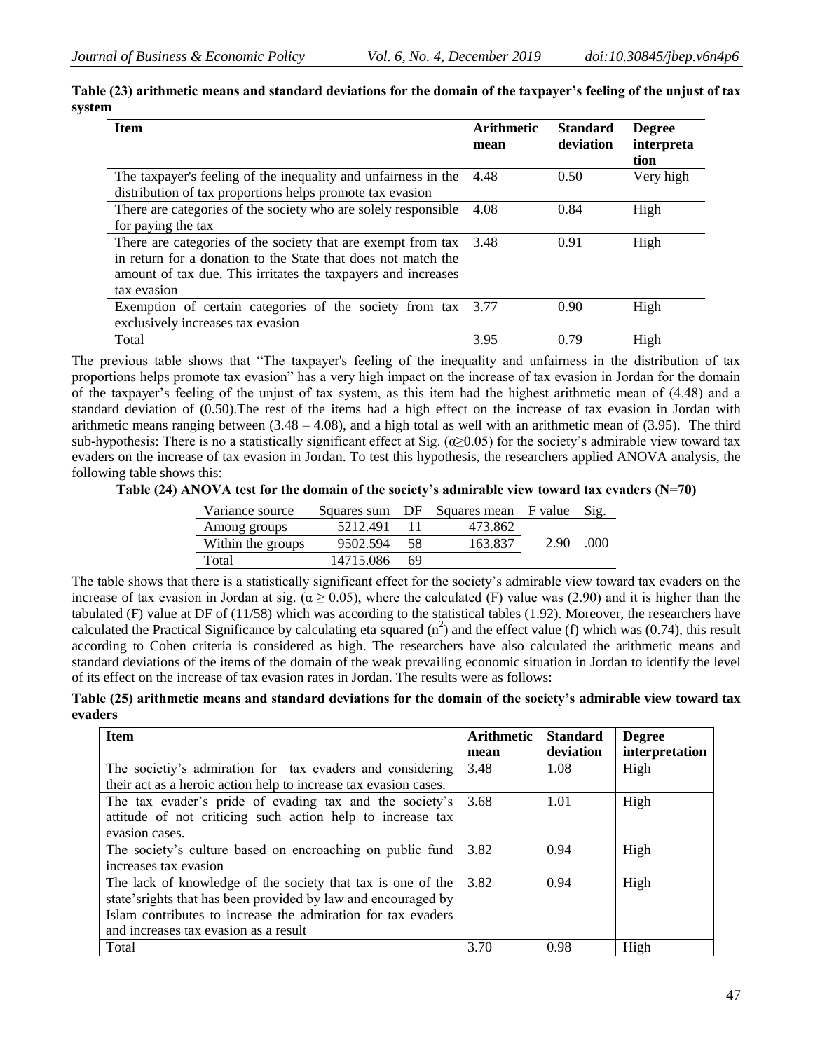**Table (23) arithmetic means and standard deviations for the domain of the taxpayer's feeling of the unjust of tax system**

| Item | Arithmetic mean | Standard deviation | Degree interpretation |
|---|---|---|---|
| The taxpayer's feeling of the inequality and unfairness in the distribution of tax proportions helps promote tax evasion | 4.48 | 0.50 | Very high |
| There are categories of the society who are solely responsible for paying the tax | 4.08 | 0.84 | High |
| There are categories of the society that are exempt from tax in return for a donation to the State that does not match the amount of tax due. This irritates the taxpayers and increases tax evasion | 3.48 | 0.91 | High |
| Exemption of certain categories of the society from tax exclusively increases tax evasion | 3.77 | 0.90 | High |
| Total | 3.95 | 0.79 | High |

The previous table shows that "The taxpayer's feeling of the inequality and unfairness in the distribution of tax proportions helps promote tax evasion" has a very high impact on the increase of tax evasion in Jordan for the domain of the taxpayer's feeling of the unjust of tax system, as this item had the highest arithmetic mean of (4.48) and a standard deviation of (0.50).The rest of the items had a high effect on the increase of tax evasion in Jordan with arithmetic means ranging between (3.48 – 4.08), and a high total as well with an arithmetic mean of (3.95). The third sub-hypothesis: There is no a statistically significant effect at Sig. ($\alpha \geq 0.05$) for the society's admirable view toward tax evaders on the increase of tax evasion in Jordan. To test this hypothesis, the researchers applied ANOVA analysis, the following table shows this:

**Table (24) ANOVA test for the domain of the society's admirable view toward tax evaders (N=70)**

| Variance source | Squares sum | DF | Squares mean | F value | Sig. |
|---|---|---|---|---|---|
| Among groups | 5212.491 | 11 | 473.862 | 2.90 | .000 |
| Within the groups | 9502.594 | 58 | 163.837 | | |
| Total | 14715.086 | 69 | | | |

The table shows that there is a statistically significant effect for the society's admirable view toward tax evaders on the increase of tax evasion in Jordan at sig. ($\alpha \geq 0.05$), where the calculated (F) value was (2.90) and it is higher than the tabulated (F) value at DF of (11/58) which was according to the statistical tables (1.92). Moreover, the researchers have calculated the Practical Significance by calculating eta squared ($n^2$) and the effect value (f) which was (0.74), this result according to Cohen criteria is considered as high. The researchers have also calculated the arithmetic means and standard deviations of the items of the domain of the weak prevailing economic situation in Jordan to identify the level of its effect on the increase of tax evasion rates in Jordan. The results were as follows:

**Table (25) arithmetic means and standard deviations for the domain of the society's admirable view toward tax evaders**

| Item | Arithmetic mean | Standard deviation | Degree interpretation |
|---|---|---|---|
| The societiy's admiration for tax evaders and considering their act as a heroic action help to increase tax evasion cases. | 3.48 | 1.08 | High |
| The tax evader's pride of evading tax and the society's attitude of not criticing such action help to increase tax evasion cases. | 3.68 | 1.01 | High |
| The society's culture based on encroaching on public fund increases tax evasion | 3.82 | 0.94 | High |
| The lack of knowledge of the society that tax is one of the state'srights that has been provided by law and encouraged by Islam contributes to increase the admiration for tax evaders and increases tax evasion as a result | 3.82 | 0.94 | High |
| Total | 3.70 | 0.98 | High |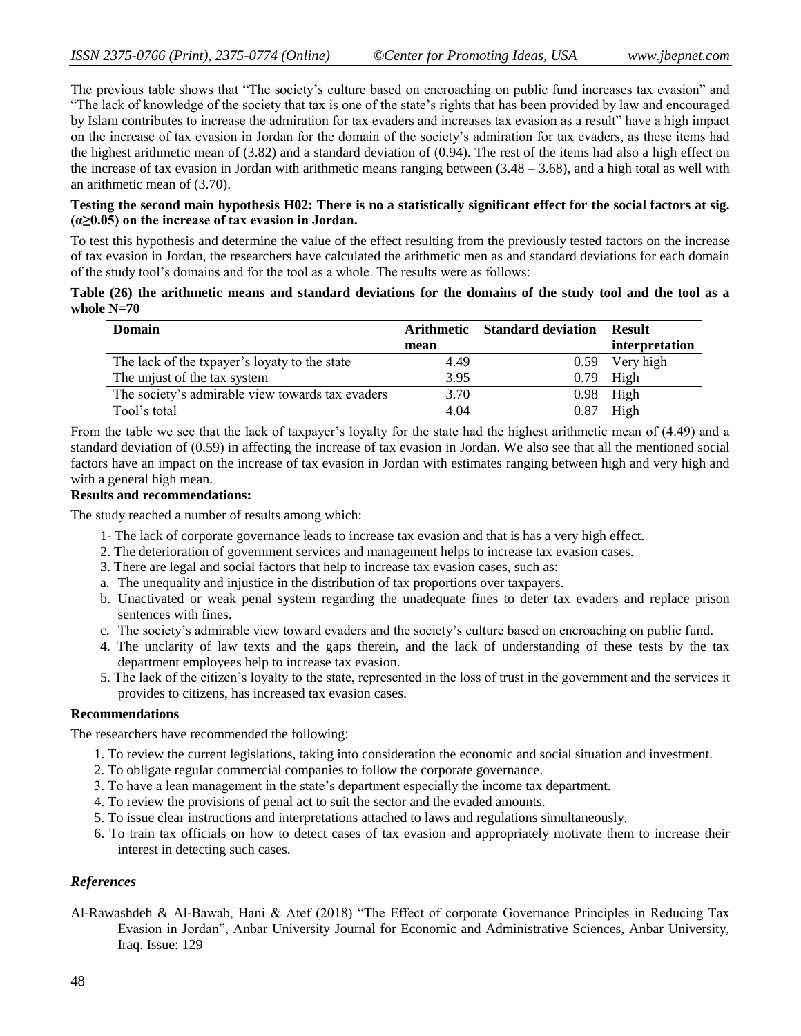The previous table shows that "The society's culture based on encroaching on public fund increases tax evasion" and "The lack of knowledge of the society that tax is one of the state's rights that has been provided by law and encouraged by Islam contributes to increase the admiration for tax evaders and increases tax evasion as a result" have a high impact on the increase of tax evasion in Jordan for the domain of the society's admiration for tax evaders, as these items had the highest arithmetic mean of (3.82) and a standard deviation of (0.94). The rest of the items had also a high effect on the increase of tax evasion in Jordan with arithmetic means ranging between (3.48 – 3.68), and a high total as well with an arithmetic mean of (3.70).

**Testing the second main hypothesis H02: There is no a statistically significant effect for the social factors at sig. (α≥0.05) on the increase of tax evasion in Jordan.**

To test this hypothesis and determine the value of the effect resulting from the previously tested factors on the increase of tax evasion in Jordan, the researchers have calculated the arithmetic men as and standard deviations for each domain of the study tool's domains and for the tool as a whole. The results were as follows:

**Table (26) the arithmetic means and standard deviations for the domains of the study tool and the tool as a whole N=70**

| Domain | Arithmetic mean | Standard deviation | Result interpretation |
|---|---|---|---|
| The lack of the txpayer's loyaty to the state | 4.49 | 0.59 | Very high |
| The unjust of the tax system | 3.95 | 0.79 | High |
| The society's admirable view towards tax evaders | 3.70 | 0.98 | High |
| Tool's total | 4.04 | 0.87 | High |

From the table we see that the lack of taxpayer's loyalty for the state had the highest arithmetic mean of (4.49) and a standard deviation of (0.59) in affecting the increase of tax evasion in Jordan. We also see that all the mentioned social factors have an impact on the increase of tax evasion in Jordan with estimates ranging between high and very high and with a general high mean.

**Results and recommendations:**

The study reached a number of results among which:

1- The lack of corporate governance leads to increase tax evasion and that is has a very high effect.
2. The deterioration of government services and management helps to increase tax evasion cases.
3. There are legal and social factors that help to increase tax evasion cases, such as:
a. The unequality and injustice in the distribution of tax proportions over taxpayers.
b. Unactivated or weak penal system regarding the unadequate fines to deter tax evaders and replace prison sentences with fines.
c. The society's admirable view toward evaders and the society's culture based on encroaching on public fund.
4. The unclarity of law texts and the gaps therein, and the lack of understanding of these tests by the tax department employees help to increase tax evasion.
5. The lack of the citizen's loyalty to the state, represented in the loss of trust in the government and the services it provides to citizens, has increased tax evasion cases.

**Recommendations**

The researchers have recommended the following:

1. To review the current legislations, taking into consideration the economic and social situation and investment.
2. To obligate regular commercial companies to follow the corporate governance.
3. To have a lean management in the state's department especially the income tax department.
4. To review the provisions of penal act to suit the sector and the evaded amounts.
5. To issue clear instructions and interpretations attached to laws and regulations simultaneously.
6. To train tax officials on how to detect cases of tax evasion and appropriately motivate them to increase their interest in detecting such cases.

## *References*

Al-Rawashdeh & Al-Bawab, Hani & Atef (2018) "The Effect of corporate Governance Principles in Reducing Tax Evasion in Jordan", Anbar University Journal for Economic and Administrative Sciences, Anbar University, Iraq. Issue: 129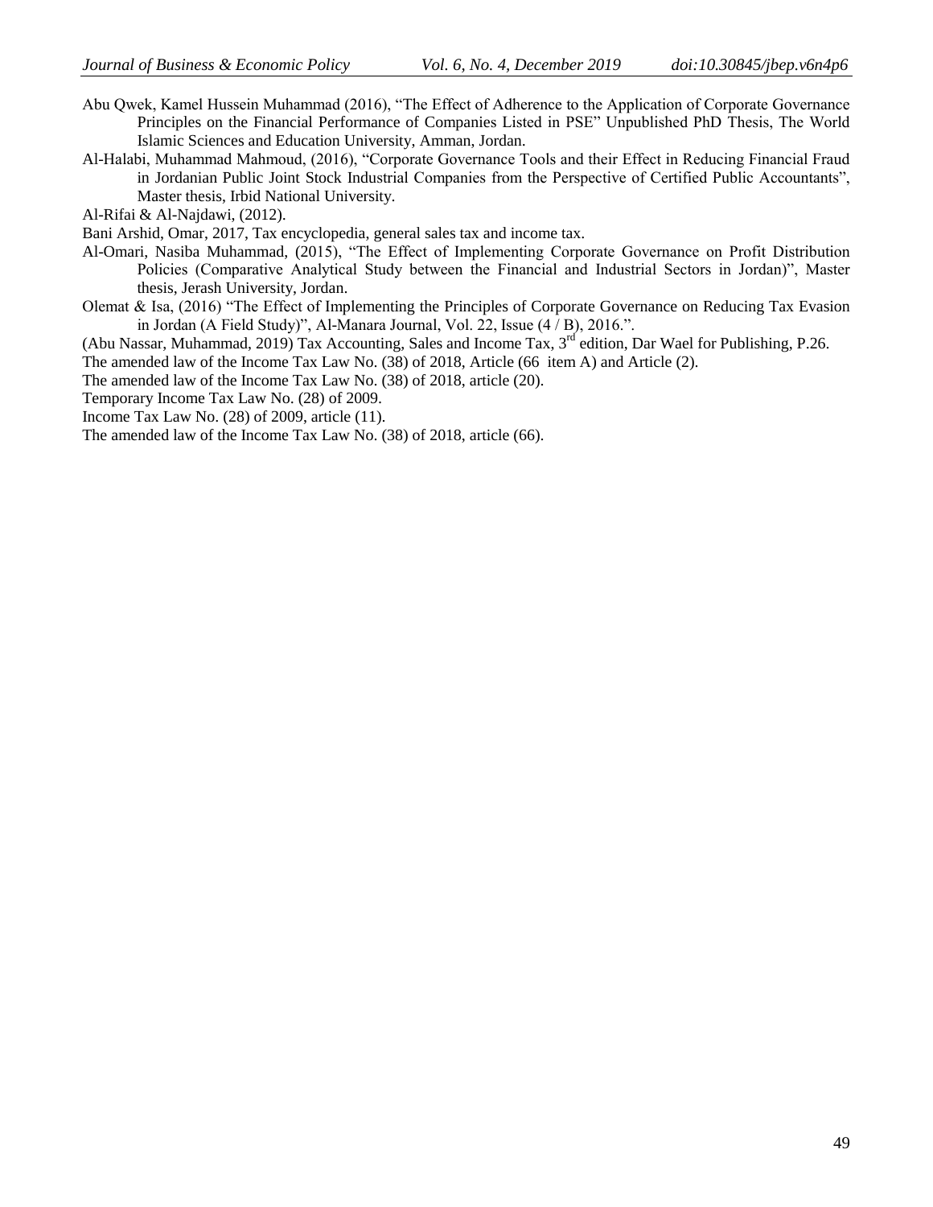Abu Qwek, Kamel Hussein Muhammad (2016), "The Effect of Adherence to the Application of Corporate Governance Principles on the Financial Performance of Companies Listed in PSE" Unpublished PhD Thesis, The World Islamic Sciences and Education University, Amman, Jordan.

Al-Halabi, Muhammad Mahmoud, (2016), "Corporate Governance Tools and their Effect in Reducing Financial Fraud in Jordanian Public Joint Stock Industrial Companies from the Perspective of Certified Public Accountants", Master thesis, Irbid National University.

Al-Rifai & Al-Najdawi, (2012).

Bani Arshid, Omar, 2017, Tax encyclopedia, general sales tax and income tax.

Al-Omari, Nasiba Muhammad, (2015), "The Effect of Implementing Corporate Governance on Profit Distribution Policies (Comparative Analytical Study between the Financial and Industrial Sectors in Jordan)", Master thesis, Jerash University, Jordan.

Olemat & Isa, (2016) "The Effect of Implementing the Principles of Corporate Governance on Reducing Tax Evasion in Jordan (A Field Study)", Al-Manara Journal, Vol. 22, Issue (4 / B), 2016.".

(Abu Nassar, Muhammad, 2019) Tax Accounting, Sales and Income Tax, 3rd edition, Dar Wael for Publishing, P.26.

The amended law of the Income Tax Law No. (38) of 2018, Article (66 item A) and Article (2).

The amended law of the Income Tax Law No. (38) of 2018, article (20).

Temporary Income Tax Law No. (28) of 2009.

Income Tax Law No. (28) of 2009, article (11).

The amended law of the Income Tax Law No. (38) of 2018, article (66).